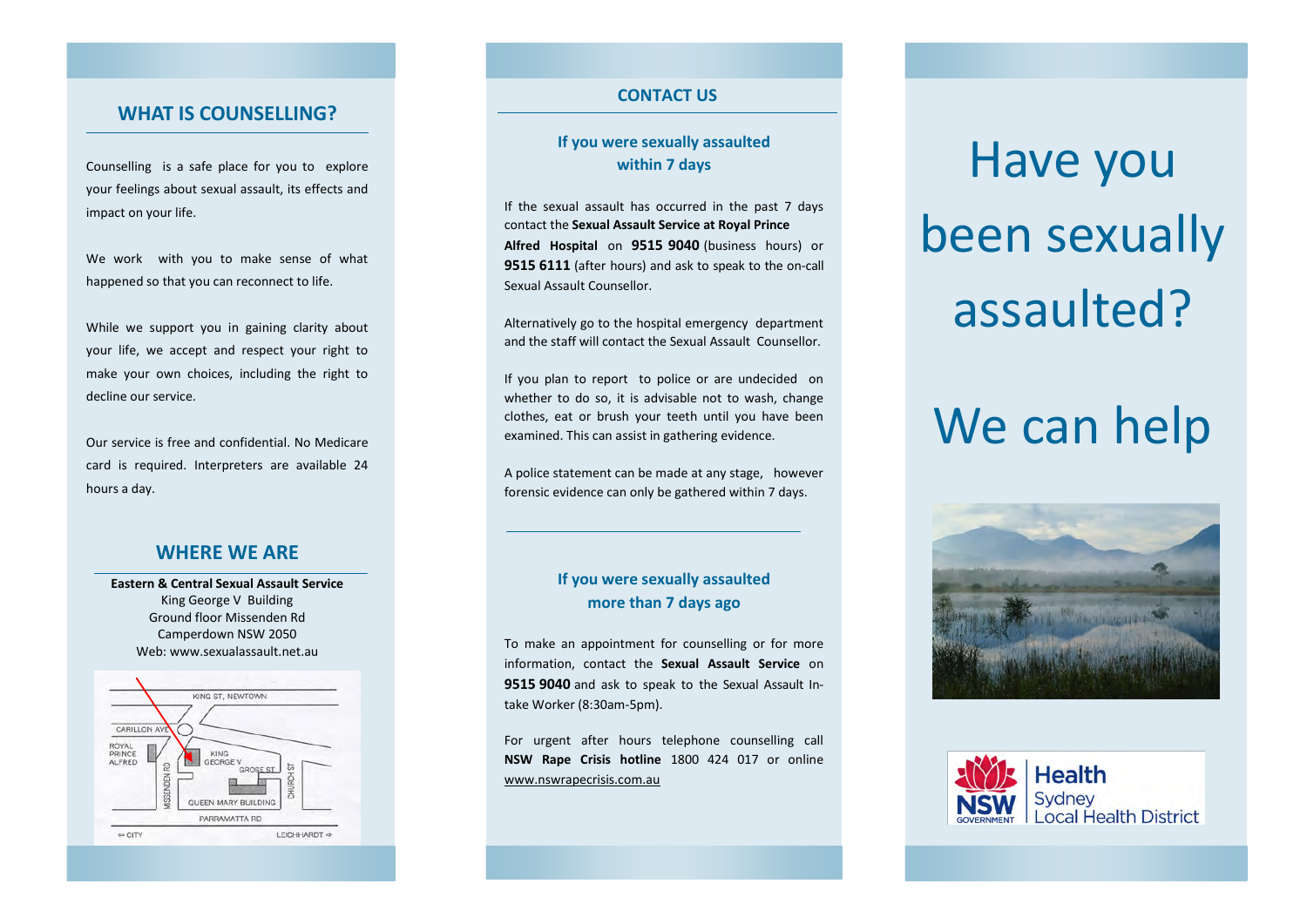## WHAT IS COUNSELLING?

Counselling is a safe place for you to explore your feelings about sexual assault, its effects and impact on your life.

We work with you to make sense of what happened so that you can reconnect to life.

While we support you in gaining clarity about your life, we accept and respect your right to make your own choices, including the right to decline our service.

Our service is free and confidential. No Medicare card is required. Interpreters are available 24 hours a day.

## WHERE WE ARE

**Eastern & Central Sexual Assault Service**
King George V Building
Ground floor Missenden Rd
Camperdown NSW 2050
Web: www.sexualassault.net.au

## CONTACT US

### If you were sexually assaulted within 7 days

If the sexual assault has occurred in the past 7 days contact the **Sexual Assault Service at Royal Prince Alfred Hospital** on **9515 9040** (business hours) or **9515 6111** (after hours) and ask to speak to the on-call Sexual Assault Counsellor.

Alternatively go to the hospital emergency department and the staff will contact the Sexual Assault Counsellor.

If you plan to report to police or are undecided on whether to do so, it is advisable not to wash, change clothes, eat or brush your teeth until you have been examined. This can assist in gathering evidence.

A police statement can be made at any stage, however forensic evidence can only be gathered within 7 days.

### If you were sexually assaulted more than 7 days ago

To make an appointment for counselling or for more information, contact the **Sexual Assault Service** on **9515 9040** and ask to speak to the Sexual Assault In-take Worker (8:30am-5pm).

For urgent after hours telephone counselling call **NSW Rape Crisis hotline** 1800 424 017 or online www.nswrapecrisis.com.au

# Have you been sexually assaulted?

# We can help

NSW GOVERNMENT Health Sydney Local Health District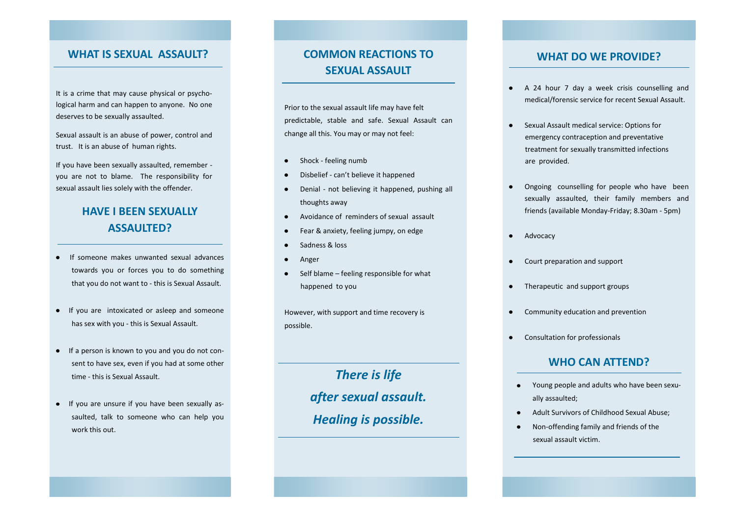## WHAT IS SEXUAL ASSAULT?

It is a crime that may cause physical or psychological harm and can happen to anyone. No one deserves to be sexually assaulted.

Sexual assault is an abuse of power, control and trust. It is an abuse of human rights.

If you have been sexually assaulted, remember - you are not to blame. The responsibility for sexual assault lies solely with the offender.

## HAVE I BEEN SEXUALLY ASSAULTED?

- If someone makes unwanted sexual advances towards you or forces you to do something that you do not want to - this is Sexual Assault.
- If you are intoxicated or asleep and someone has sex with you - this is Sexual Assault.
- If a person is known to you and you do not consent to have sex, even if you had at some other time - this is Sexual Assault.
- If you are unsure if you have been sexually assaulted, talk to someone who can help you work this out.

## COMMON REACTIONS TO SEXUAL ASSAULT

Prior to the sexual assault life may have felt predictable, stable and safe. Sexual Assault can change all this. You may or may not feel:

- Shock - feeling numb
- Disbelief - can't believe it happened
- Denial - not believing it happened, pushing all thoughts away
- Avoidance of reminders of sexual assault
- Fear & anxiety, feeling jumpy, on edge
- Sadness & loss
- Anger
- Self blame – feeling responsible for what happened to you

However, with support and time recovery is possible.

***There is life after sexual assault. Healing is possible.***

## WHAT DO WE PROVIDE?

- A 24 hour 7 day a week crisis counselling and medical/forensic service for recent Sexual Assault.
- Sexual Assault medical service: Options for emergency contraception and preventative treatment for sexually transmitted infections are provided.
- Ongoing counselling for people who have been sexually assaulted, their family members and friends (available Monday-Friday; 8.30am - 5pm)
- Advocacy
- Court preparation and support
- Therapeutic and support groups
- Community education and prevention
- Consultation for professionals

## WHO CAN ATTEND?

- Young people and adults who have been sexually assaulted;
- Adult Survivors of Childhood Sexual Abuse;
- Non-offending family and friends of the sexual assault victim.